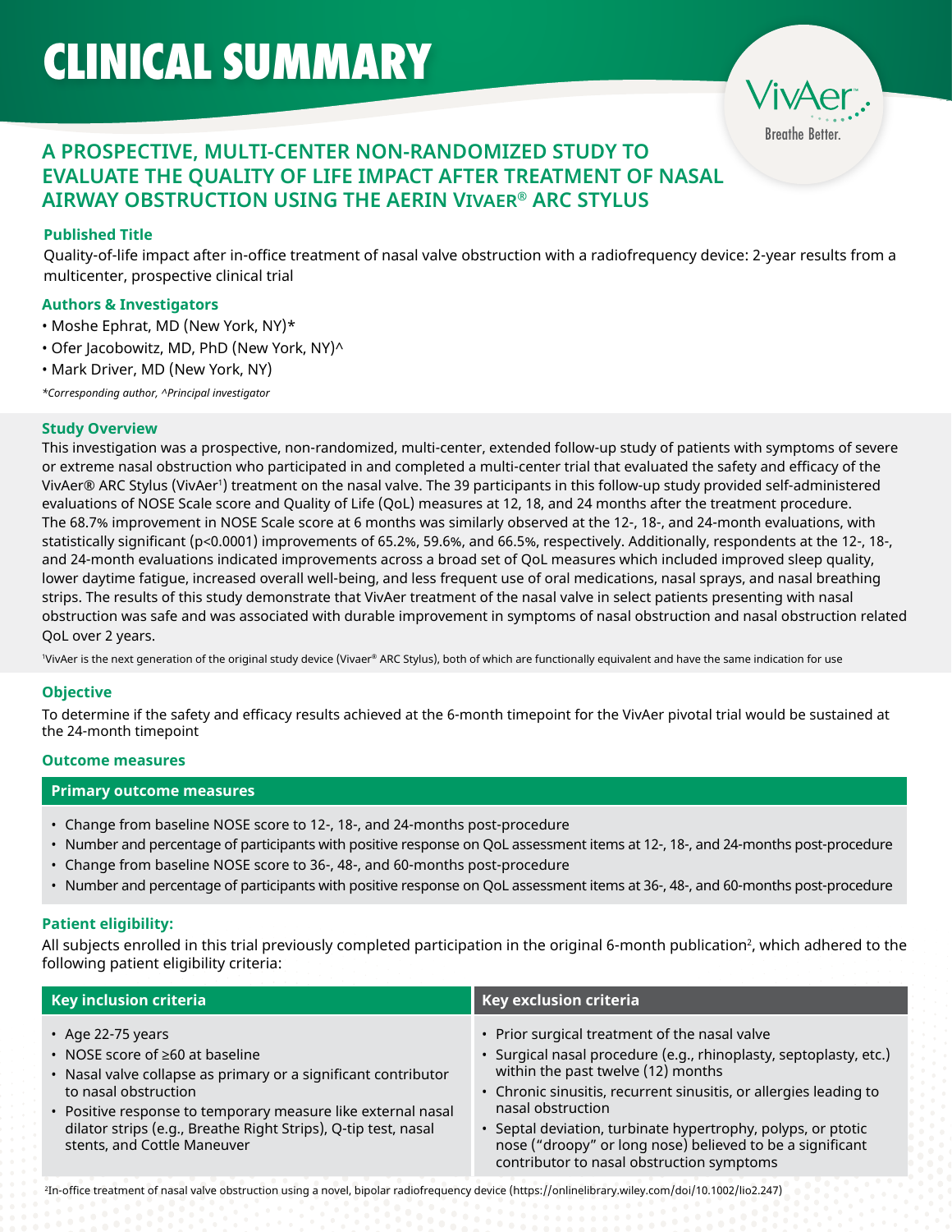# CLINICAL SUMMARY

VivAer
Breathe Better.

## A PROSPECTIVE, MULTI-CENTER NON-RANDOMIZED STUDY TO EVALUATE THE QUALITY OF LIFE IMPACT AFTER TREATMENT OF NASAL AIRWAY OBSTRUCTION USING THE AERIN VIVAER® ARC STYLUS

### Published Title

Quality-of-life impact after in-office treatment of nasal valve obstruction with a radiofrequency device: 2-year results from a multicenter, prospective clinical trial

### Authors & Investigators

- Moshe Ephrat, MD (New York, NY)*
- Ofer Jacobowitz, MD, PhD (New York, NY)^
- Mark Driver, MD (New York, NY)

*\*Corresponding author, ^Principal investigator*

### Study Overview

This investigation was a prospective, non-randomized, multi-center, extended follow-up study of patients with symptoms of severe or extreme nasal obstruction who participated in and completed a multi-center trial that evaluated the safety and efficacy of the VivAer® ARC Stylus (VivAer[1]) treatment on the nasal valve. The 39 participants in this follow-up study provided self-administered evaluations of NOSE Scale score and Quality of Life (QoL) measures at 12, 18, and 24 months after the treatment procedure. The 68.7% improvement in NOSE Scale score at 6 months was similarly observed at the 12-, 18-, and 24-month evaluations, with statistically significant ($p<0.0001$) improvements of 65.2%, 59.6%, and 66.5%, respectively. Additionally, respondents at the 12-, 18-, and 24-month evaluations indicated improvements across a broad set of QoL measures which included improved sleep quality, lower daytime fatigue, increased overall well-being, and less frequent use of oral medications, nasal sprays, and nasal breathing strips. The results of this study demonstrate that VivAer treatment of the nasal valve in select patients presenting with nasal obstruction was safe and was associated with durable improvement in symptoms of nasal obstruction and nasal obstruction related QoL over 2 years.

[1]VivAer is the next generation of the original study device (Vivaer® ARC Stylus), both of which are functionally equivalent and have the same indication for use

### Objective

To determine if the safety and efficacy results achieved at the 6-month timepoint for the VivAer pivotal trial would be sustained at the 24-month timepoint

### Outcome measures

#### Primary outcome measures

- Change from baseline NOSE score to 12-, 18-, and 24-months post-procedure
- Number and percentage of participants with positive response on QoL assessment items at 12-, 18-, and 24-months post-procedure
- Change from baseline NOSE score to 36-, 48-, and 60-months post-procedure
- Number and percentage of participants with positive response on QoL assessment items at 36-, 48-, and 60-months post-procedure

### Patient eligibility:

All subjects enrolled in this trial previously completed participation in the original 6-month publication[2], which adhered to the following patient eligibility criteria:

#### Key inclusion criteria

- Age 22-75 years
- NOSE score of ≥60 at baseline
- Nasal valve collapse as primary or a significant contributor to nasal obstruction
- Positive response to temporary measure like external nasal dilator strips (e.g., Breathe Right Strips), Q-tip test, nasal stents, and Cottle Maneuver

#### Key exclusion criteria

- Prior surgical treatment of the nasal valve
- Surgical nasal procedure (e.g., rhinoplasty, septoplasty, etc.) within the past twelve (12) months
- Chronic sinusitis, recurrent sinusitis, or allergies leading to nasal obstruction
- Septal deviation, turbinate hypertrophy, polyps, or ptotic nose (“droopy” or long nose) believed to be a significant contributor to nasal obstruction symptoms

[2]In-office treatment of nasal valve obstruction using a novel, bipolar radiofrequency device (https://onlinelibrary.wiley.com/doi/10.1002/lio2.247)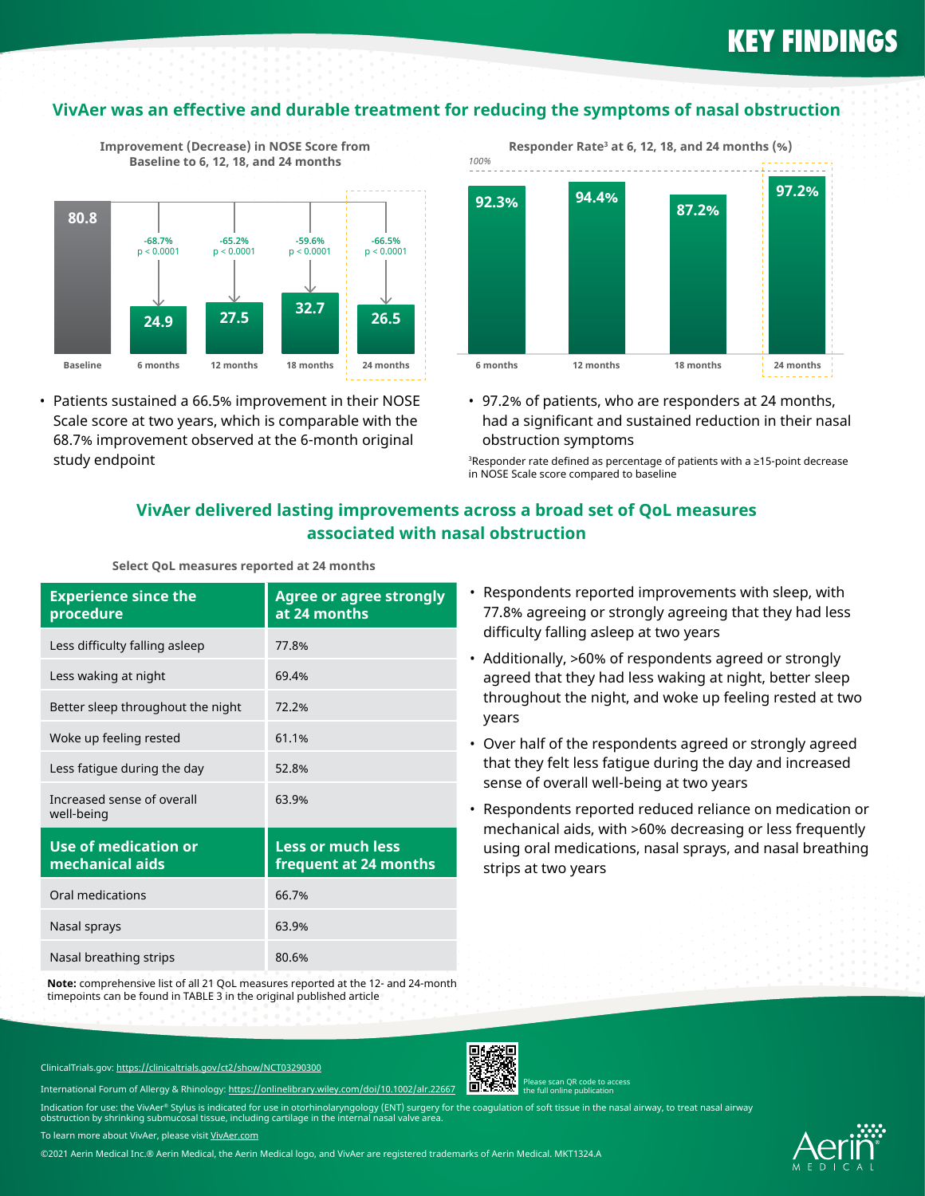# KEY FINDINGS

## VivAer was an effective and durable treatment for reducing the symptoms of nasal obstruction

**Improvement (Decrease) in NOSE Score from Baseline to 6, 12, 18, and 24 months**

80.8
Baseline

-68.7%
$p < 0.0001$
24.9
6 months

-65.2%
$p < 0.0001$
27.5
12 months

-59.6%
$p < 0.0001$
32.7
18 months

-66.5%
$p < 0.0001$
26.5
24 months

- Patients sustained a 66.5% improvement in their NOSE Scale score at two years, which is comparable with the 68.7% improvement observed at the 6-month original study endpoint

**Responder Rate[3] at 6, 12, 18, and 24 months (%)**

100%

92.3%
6 months

94.4%
12 months

87.2%
18 months

97.2%
24 months

- 97.2% of patients, who are responders at 24 months, had a significant and sustained reduction in their nasal obstruction symptoms

[3]Responder rate defined as percentage of patients with a ≥15-point decrease in NOSE Scale score compared to baseline

## VivAer delivered lasting improvements across a broad set of QoL measures associated with nasal obstruction

**Select QoL measures reported at 24 months**

| Experience since the procedure | Agree or agree strongly at 24 months |
|---|---|
| Less difficulty falling asleep | 77.8% |
| Less waking at night | 69.4% |
| Better sleep throughout the night | 72.2% |
| Woke up feeling rested | 61.1% |
| Less fatigue during the day | 52.8% |
| Increased sense of overall well-being | 63.9% |
| **Use of medication or mechanical aids** | **Less or much less frequent at 24 months** |
| Oral medications | 66.7% |
| Nasal sprays | 63.9% |
| Nasal breathing strips | 80.6% |

**Note:** comprehensive list of all 21 QoL measures reported at the 12- and 24-month timepoints can be found in TABLE 3 in the original published article

- Respondents reported improvements with sleep, with 77.8% agreeing or strongly agreeing that they had less difficulty falling asleep at two years
- Additionally, >60% of respondents agreed or strongly agreed that they had less waking at night, better sleep throughout the night, and woke up feeling rested at two years
- Over half of the respondents agreed or strongly agreed that they felt less fatigue during the day and increased sense of overall well-being at two years
- Respondents reported reduced reliance on medication or mechanical aids, with >60% decreasing or less frequently using oral medications, nasal sprays, and nasal breathing strips at two years

ClinicalTrials.gov: https://clinicaltrials.gov/ct2/show/NCT03290300

International Forum of Allergy & Rhinology: https://onlinelibrary.wiley.com/doi/10.1002/alr.22667

Please scan QR code to access the full online publication

Indication for use: the VivAer® Stylus is indicated for use in otorhinolaryngology (ENT) surgery for the coagulation of soft tissue in the nasal airway, to treat nasal airway obstruction by shrinking submucosal tissue, including cartilage in the internal nasal valve area.

To learn more about VivAer, please visit VivAer.com

©2021 Aerin Medical Inc.® Aerin Medical, the Aerin Medical logo, and VivAer are registered trademarks of Aerin Medical. MKT1324.A

Aerin MEDICAL